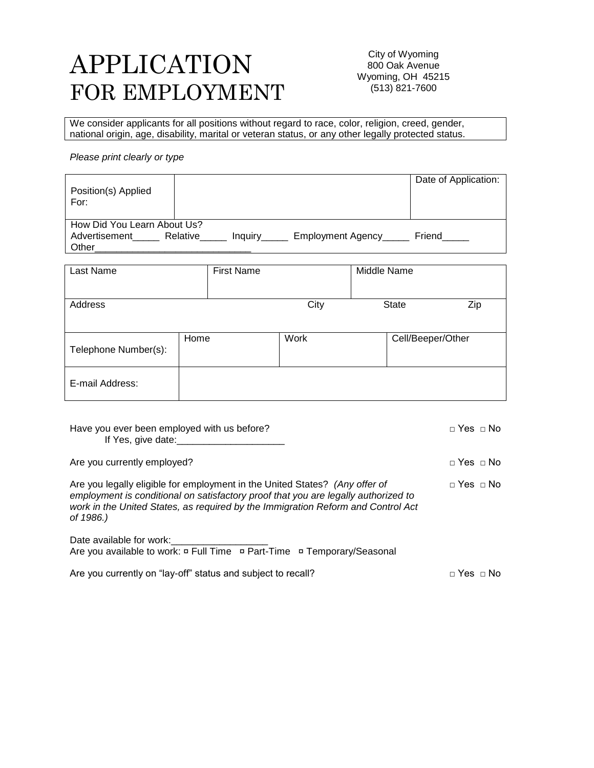# APPLICATION FOR EMPLOYMENT

City of Wyoming
800 Oak Avenue
Wyoming, OH 45215
(513) 821-7600

We consider applicants for all positions without regard to race, color, religion, creed, gender, national origin, age, disability, marital or veteran status, or any other legally protected status.

*Please print clearly or type*

| Position(s) Applied For: | | Date of Application: |
|---|---|---|

How Did You Learn About Us?
Advertisement_____ Relative_____ Inquiry_____ Employment Agency_____ Friend_____
Other_____________________________

| Last Name | First Name | Middle Name | |
|---|---|---|---|
| **Address** | **City** | **State** | **Zip** |
| | | | |

| Telephone Number(s): | Home | Work | Cell/Beeper/Other |
|---|---|---|---|
| E-mail Address: | | | |

Have you ever been employed with us before? □ Yes □ No
If Yes, give date:____________________

Are you currently employed? □ Yes □ No

Are you legally eligible for employment in the United States? *(Any offer of employment is conditional on satisfactory proof that you are legally authorized to work in the United States, as required by the Immigration Reform and Control Act of 1986.)* □ Yes □ No

Date available for work:__________________
Are you available to work: ¤ Full Time ¤ Part-Time ¤ Temporary/Seasonal

Are you currently on "lay-off" status and subject to recall? □ Yes □ No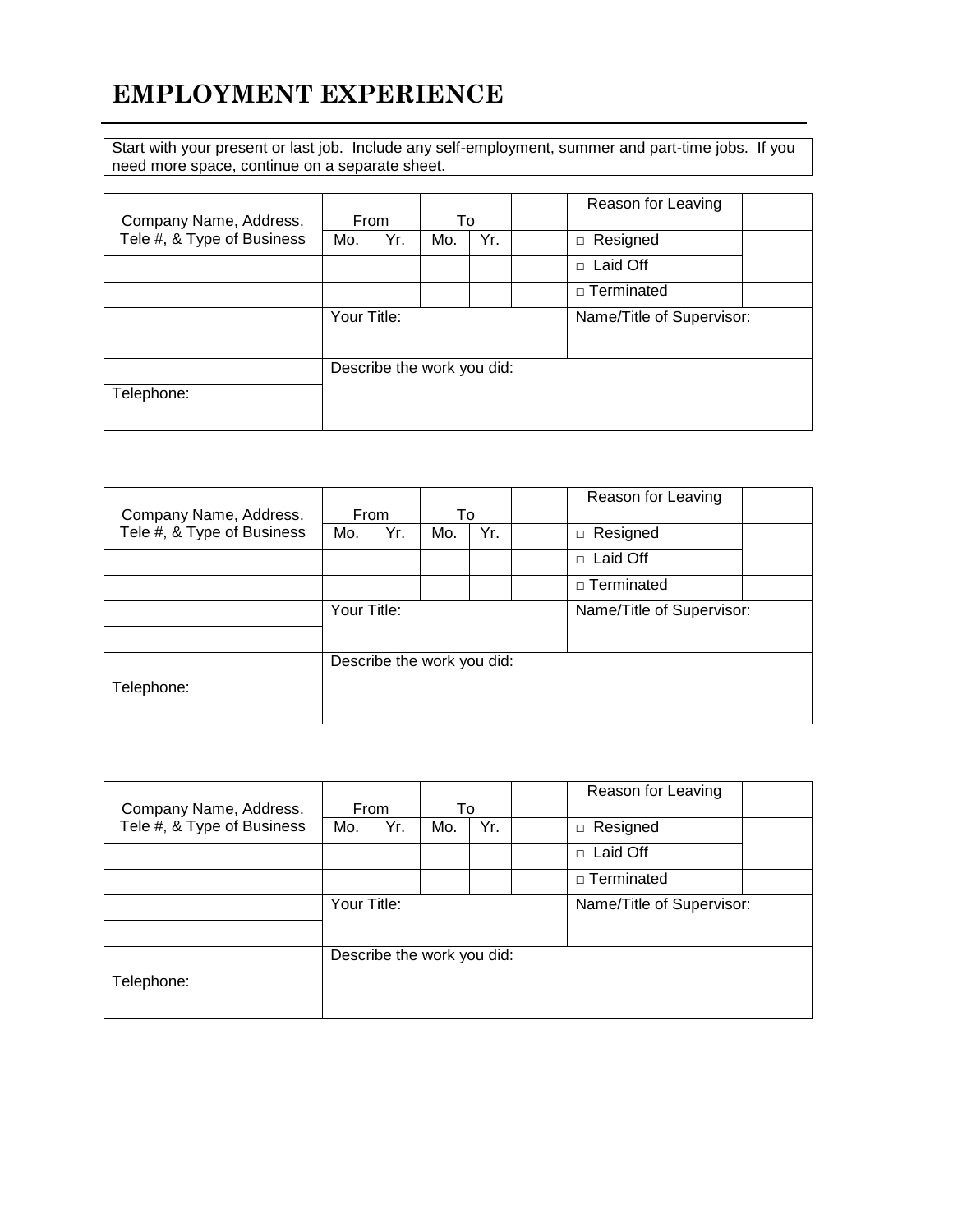# EMPLOYMENT EXPERIENCE

Start with your present or last job. Include any self-employment, summer and part-time jobs. If you need more space, continue on a separate sheet.

| Company Name, Address. Tele #, & Type of Business | From | | To | | | Reason for Leaving | |
|---|---|---|---|---|---|---|---|
| | Mo. | Yr. | Mo. | Yr. | | □ Resigned | |
| | | | | | | □ Laid Off | |
| | | | | | | □ Terminated | |
| | Your Title: | | | | | Name/Title of Supervisor: | |
| | | | | | | | |
| | Describe the work you did: | | | | | | |
| Telephone: | | | | | | | |

| Company Name, Address. Tele #, & Type of Business | From | | To | | | Reason for Leaving | |
|---|---|---|---|---|---|---|---|
| | Mo. | Yr. | Mo. | Yr. | | □ Resigned | |
| | | | | | | □ Laid Off | |
| | | | | | | □ Terminated | |
| | Your Title: | | | | | Name/Title of Supervisor: | |
| | | | | | | | |
| | Describe the work you did: | | | | | | |
| Telephone: | | | | | | | |

| Company Name, Address. Tele #, & Type of Business | From | | To | | | Reason for Leaving | |
|---|---|---|---|---|---|---|---|
| | Mo. | Yr. | Mo. | Yr. | | □ Resigned | |
| | | | | | | □ Laid Off | |
| | | | | | | □ Terminated | |
| | Your Title: | | | | | Name/Title of Supervisor: | |
| | | | | | | | |
| | Describe the work you did: | | | | | | |
| Telephone: | | | | | | | |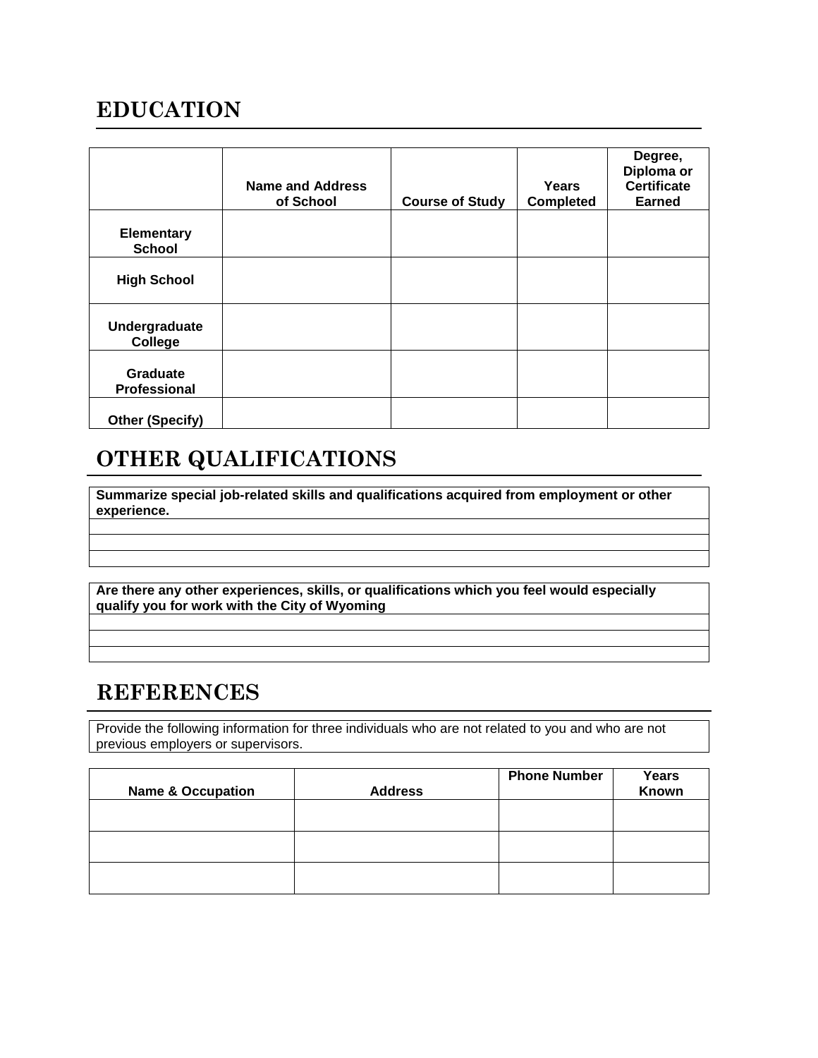## EDUCATION

| | Name and Address of School | Course of Study | Years Completed | Degree, Diploma or Certificate Earned |
|---|---|---|---|---|
| Elementary School | | | | |
| High School | | | | |
| Undergraduate College | | | | |
| Graduate Professional | | | | |
| Other (Specify) | | | | |

## OTHER QUALIFICATIONS

| Summarize special job-related skills and qualifications acquired from employment or other experience. |
|---|
| |
| |
| |

| Are there any other experiences, skills, or qualifications which you feel would especially qualify you for work with the City of Wyoming |
|---|
| |
| |
| |

## REFERENCES

Provide the following information for three individuals who are not related to you and who are not previous employers or supervisors.

| Name & Occupation | Address | Phone Number | Years Known |
|---|---|---|---|
| | | | |
| | | | |
| | | | |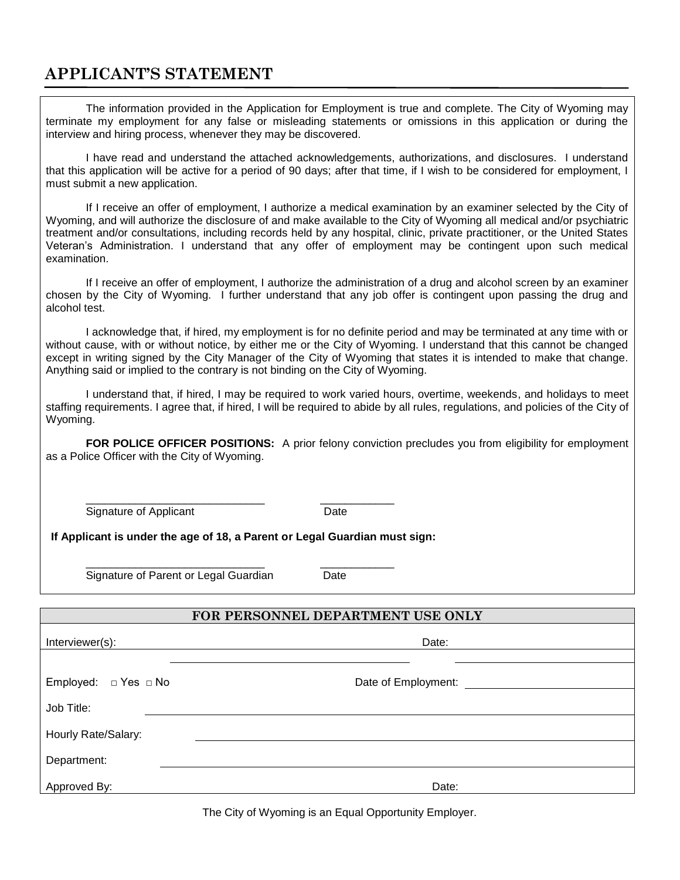## APPLICANT'S STATEMENT

The information provided in the Application for Employment is true and complete. The City of Wyoming may terminate my employment for any false or misleading statements or omissions in this application or during the interview and hiring process, whenever they may be discovered.

I have read and understand the attached acknowledgements, authorizations, and disclosures. I understand that this application will be active for a period of 90 days; after that time, if I wish to be considered for employment, I must submit a new application.

If I receive an offer of employment, I authorize a medical examination by an examiner selected by the City of Wyoming, and will authorize the disclosure of and make available to the City of Wyoming all medical and/or psychiatric treatment and/or consultations, including records held by any hospital, clinic, private practitioner, or the United States Veteran's Administration. I understand that any offer of employment may be contingent upon such medical examination.

If I receive an offer of employment, I authorize the administration of a drug and alcohol screen by an examiner chosen by the City of Wyoming. I further understand that any job offer is contingent upon passing the drug and alcohol test.

I acknowledge that, if hired, my employment is for no definite period and may be terminated at any time with or without cause, with or without notice, by either me or the City of Wyoming. I understand that this cannot be changed except in writing signed by the City Manager of the City of Wyoming that states it is intended to make that change. Anything said or implied to the contrary is not binding on the City of Wyoming.

I understand that, if hired, I may be required to work varied hours, overtime, weekends, and holidays to meet staffing requirements. I agree that, if hired, I will be required to abide by all rules, regulations, and policies of the City of Wyoming.

**FOR POLICE OFFICER POSITIONS:** A prior felony conviction precludes you from eligibility for employment as a Police Officer with the City of Wyoming.

\_\_\_\_\_\_\_\_\_\_\_\_\_\_\_\_\_\_\_\_\_\_\_\_\_\_\_\_\_\_ \_\_\_\_\_\_\_\_\_\_\_\_
Signature of Applicant Date

**If Applicant is under the age of 18, a Parent or Legal Guardian must sign:**

\_\_\_\_\_\_\_\_\_\_\_\_\_\_\_\_\_\_\_\_\_\_\_\_\_\_\_\_\_\_ \_\_\_\_\_\_\_\_\_\_\_\_
Signature of Parent or Legal Guardian Date

| FOR PERSONNEL DEPARTMENT USE ONLY | |
|---|---|
| Interviewer(s): | Date: |
| | |
| Employed: □ Yes □ No | Date of Employment: |
| Job Title: | |
| Hourly Rate/Salary: | |
| Department: | |
| Approved By: | Date: |

The City of Wyoming is an Equal Opportunity Employer.